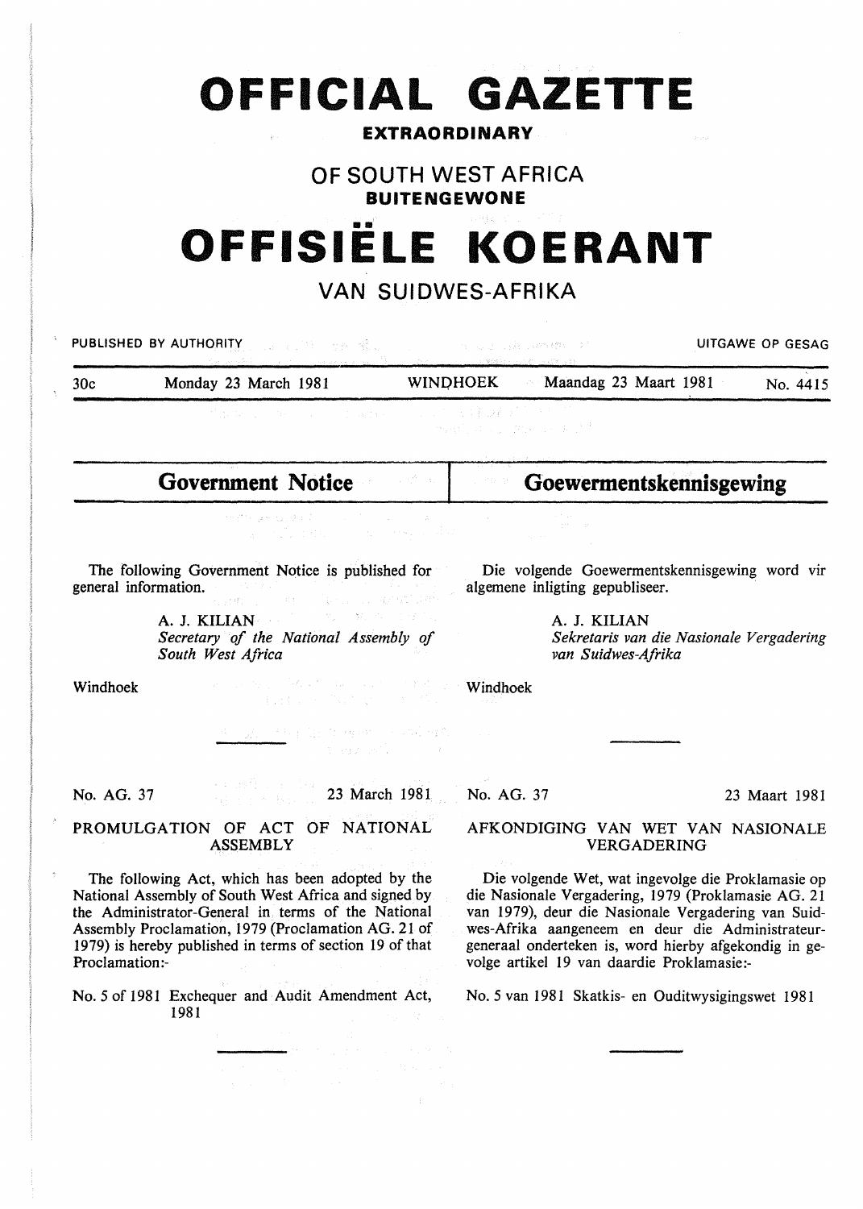# OFFICIAL GAZETTE

**EXTRAORDINARY**

## OF SOUTH WEST AFRICA

**BUITENGEWONE**

# OFFISIËLE KOERANT

## VAN SUIDWES-AFRIKA

PUBLISHED BY AUTHORITY — UITGAWE OP GESAG

30c — Monday 23 March 1981 — WINDHOEK — Maandag 23 Maart 1981 — No. 4415

## Government Notice

The following Government Notice is published for general information.

A. J. KILIAN
*Secretary of the National Assembly of South West Africa*

Windhoek

---

No. AG. 37 — 23 March 1981

### PROMULGATION OF ACT OF NATIONAL ASSEMBLY

The following Act, which has been adopted by the National Assembly of South West Africa and signed by the Administrator-General in terms of the National Assembly Proclamation, 1979 (Proclamation AG. 21 of 1979) is hereby published in terms of section 19 of that Proclamation:-

No. 5 of 1981 Exchequer and Audit Amendment Act, 1981

---

## Goewermentskennisgewing

Die volgende Goewermentskennisgewing word vir algemene inligting gepubliseer.

A. J. KILIAN
*Sekretaris van die Nasionale Vergadering van Suidwes-Afrika*

Windhoek

---

No. AG. 37 — 23 Maart 1981

### AFKONDIGING VAN WET VAN NASIONALE VERGADERING

Die volgende Wet, wat ingevolge die Proklamasie op die Nasionale Vergadering, 1979 (Proklamasie AG. 21 van 1979), deur die Nasionale Vergadering van Suidwes-Afrika aangeneem en deur die Administrateur-generaal onderteken is, word hierby afgekondig in gevolge artikel 19 van daardie Proklamasie:-

No. 5 van 1981 Skatkis- en Ouditwysigingswet 1981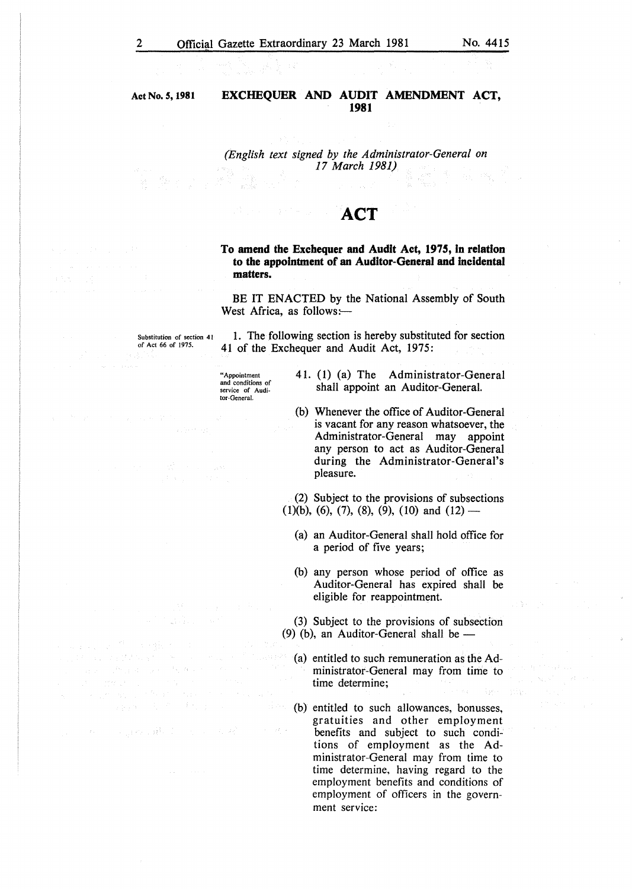Act No. 5, 1981

## EXCHEQUER AND AUDIT AMENDMENT ACT, 1981

*(English text signed by the Administrator-General on 17 March 1981)*

# ACT

**To amend the Exchequer and Audit Act, 1975, in relation to the appointment of an Auditor-General and incidental matters.**

BE IT ENACTED by the National Assembly of South West Africa, as follows:—

Substitution of section 41 of Act 66 of 1975.

1. The following section is hereby substituted for section 41 of the Exchequer and Audit Act, 1975:

"Appointment and conditions of service of Auditor-General.

41. (1) (a) The Administrator-General shall appoint an Auditor-General.

(b) Whenever the office of Auditor-General is vacant for any reason whatsoever, the Administrator-General may appoint any person to act as Auditor-General during the Administrator-General's pleasure.

(2) Subject to the provisions of subsections (1)(b), (6), (7), (8), (9), (10) and (12) —

(a) an Auditor-General shall hold office for a period of five years;

(b) any person whose period of office as Auditor-General has expired shall be eligible for reappointment.

(3) Subject to the provisions of subsection (9) (b), an Auditor-General shall be —

(a) entitled to such remuneration as the Administrator-General may from time to time determine;

(b) entitled to such allowances, bonusses, gratuities and other employment benefits and subject to such conditions of employment as the Administrator-General may from time to time determine, having regard to the employment benefits and conditions of employment of officers in the government service: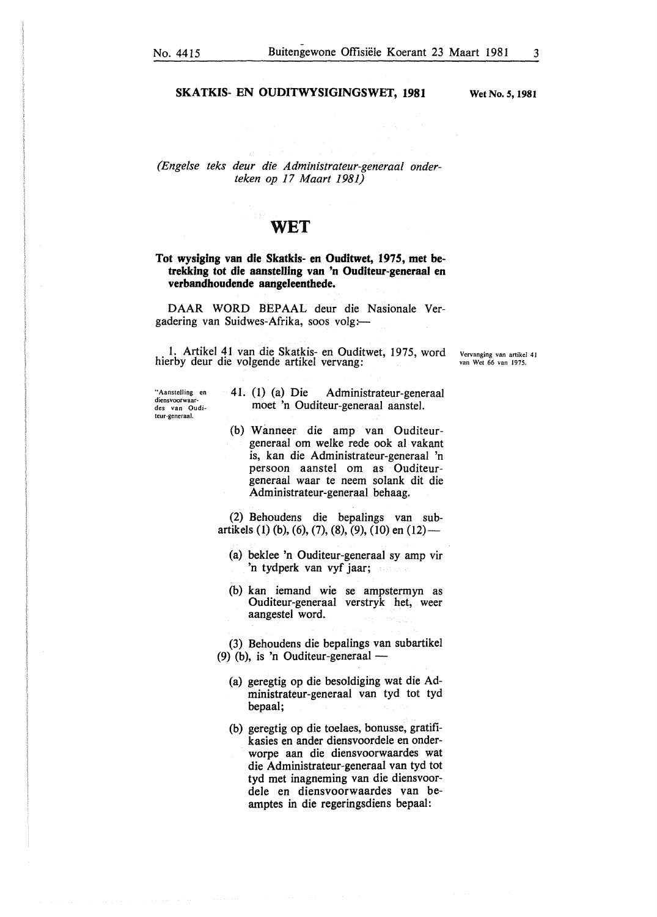## SKATKIS- EN OUDITWYSIGINGSWET, 1981

**Wet No. 5, 1981**

*(Engelse teks deur die Administrateur-generaal onderteken op 17 Maart 1981)*

# WET

**Tot wysiging van die Skatkis- en Ouditwet, 1975, met betrekking tot die aanstelling van 'n Ouditeur-generaal en verbandhoudende aangeleenthede.**

DAAR WORD BEPAAL deur die Nasionale Vergadering van Suidwes-Afrika, soos volg:—

Vervanging van artikel 41 van Wet 66 van 1975.

1. Artikel 41 van die Skatkis- en Ouditwet, 1975, word hierby deur die volgende artikel vervang:

"Aanstelling en diensvoorwaardes van Ouditeur-generaal.

41. (1) (a) Die Administrateur-generaal moet 'n Ouditeur-generaal aanstel.

(b) Wanneer die amp van Ouditeur-generaal om welke rede ook al vakant is, kan die Administrateur-generaal 'n persoon aanstel om as Ouditeur-generaal waar te neem solank dit die Administrateur-generaal behaag.

(2) Behoudens die bepalings van subartikels (1) (b), (6), (7), (8), (9), (10) en (12)—

(a) beklee 'n Ouditeur-generaal sy amp vir 'n tydperk van vyf jaar;

(b) kan iemand wie se ampstermyn as Ouditeur-generaal verstryk het, weer aangestel word.

(3) Behoudens die bepalings van subartikel (9) (b), is 'n Ouditeur-generaal —

(a) geregtig op die besoldiging wat die Administrateur-generaal van tyd tot tyd bepaal;

(b) geregtig op die toelaes, bonusse, gratifikasies en ander diensvoordele en onderworpe aan die diensvoorwaardes wat die Administrateur-generaal van tyd tot tyd met inagneming van die diensvoordele en diensvoorwaardes van beamptes in die regeringsdiens bepaal: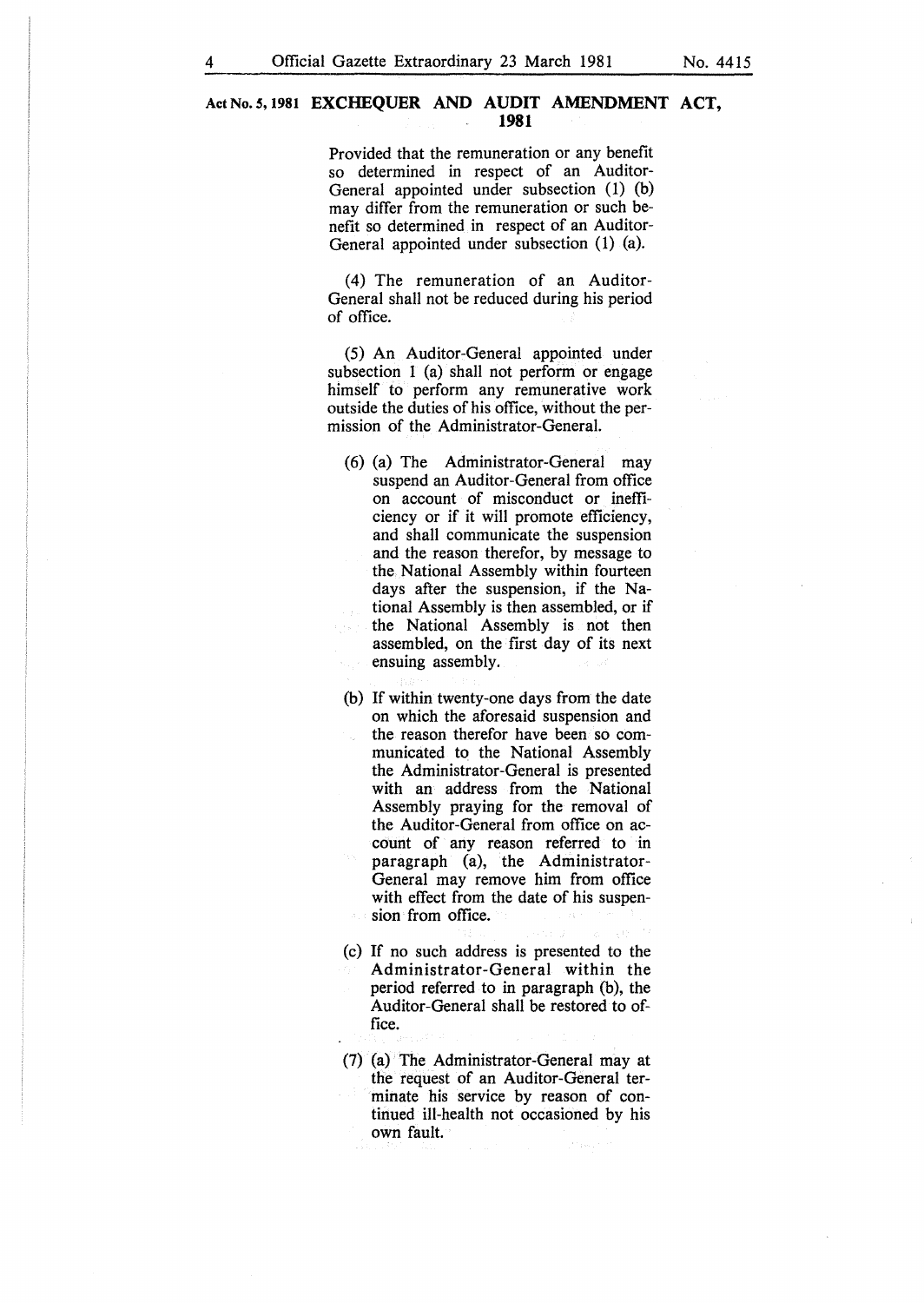Provided that the remuneration or any benefit so determined in respect of an Auditor-General appointed under subsection (1) (b) may differ from the remuneration or such benefit so determined in respect of an Auditor-General appointed under subsection (1) (a).

(4) The remuneration of an Auditor-General shall not be reduced during his period of office.

(5) An Auditor-General appointed under subsection 1 (a) shall not perform or engage himself to perform any remunerative work outside the duties of his office, without the permission of the Administrator-General.

(6) (a) The Administrator-General may suspend an Auditor-General from office on account of misconduct or inefficiency or if it will promote efficiency, and shall communicate the suspension and the reason therefor, by message to the National Assembly within fourteen days after the suspension, if the National Assembly is then assembled, or if the National Assembly is not then assembled, on the first day of its next ensuing assembly.

(b) If within twenty-one days from the date on which the aforesaid suspension and the reason therefor have been so communicated to the National Assembly the Administrator-General is presented with an address from the National Assembly praying for the removal of the Auditor-General from office on account of any reason referred to in paragraph (a), the Administrator-General may remove him from office with effect from the date of his suspension from office.

(c) If no such address is presented to the Administrator-General within the period referred to in paragraph (b), the Auditor-General shall be restored to office.

(7) (a) The Administrator-General may at the request of an Auditor-General terminate his service by reason of continued ill-health not occasioned by his own fault.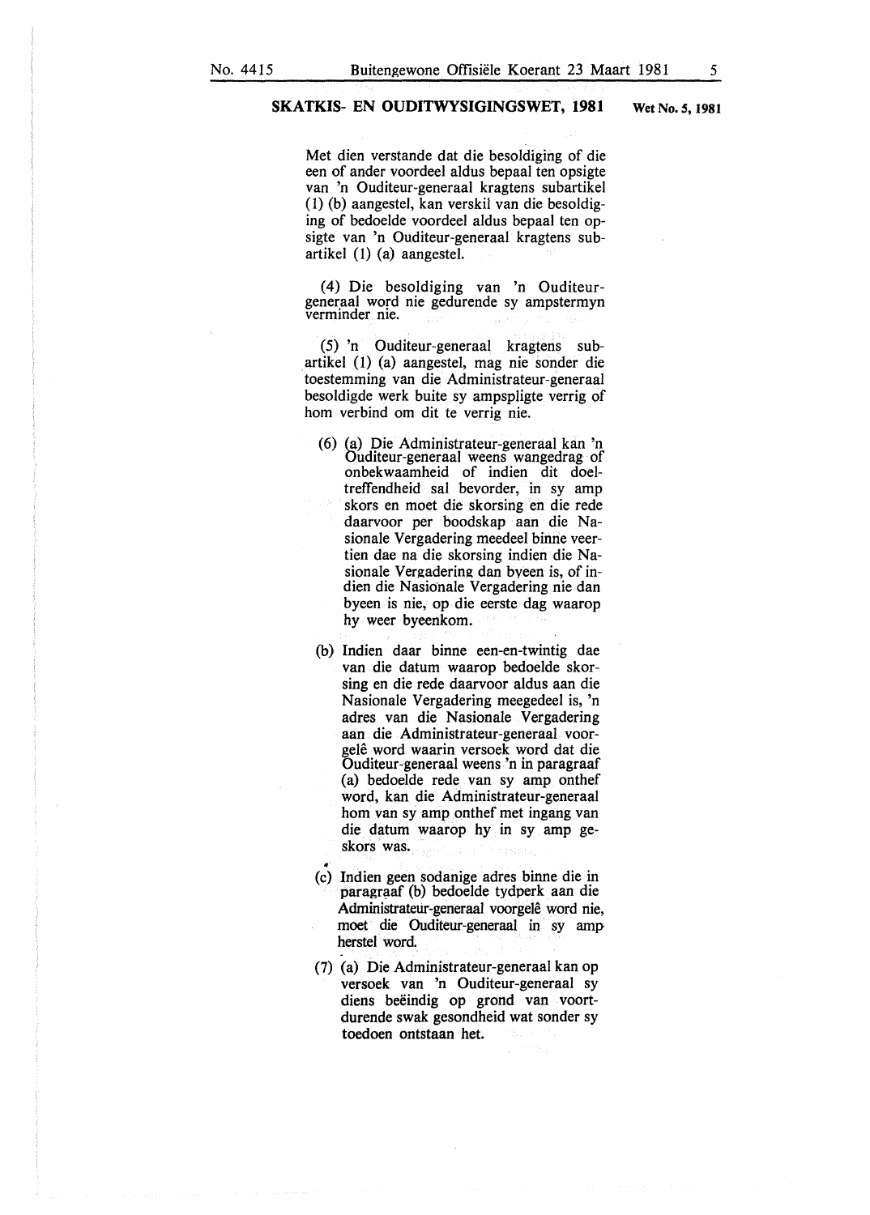Met dien verstande dat die besoldiging of die een of ander voordeel aldus bepaal ten opsigte van 'n Ouditeur-generaal kragtens subartikel (1) (b) aangestel, kan verskil van die besoldiging of bedoelde voordeel aldus bepaal ten opsigte van 'n Ouditeur-generaal kragtens subartikel (1) (a) aangestel.

(4) Die besoldiging van 'n Ouditeur-generaal word nie gedurende sy ampstermyn verminder nie.

(5) 'n Ouditeur-generaal kragtens subartikel (1) (a) aangestel, mag nie sonder die toestemming van die Administrateur-generaal besoldigde werk buite sy ampspligte verrig of hom verbind om dit te verrig nie.

(6) (a) Die Administrateur-generaal kan 'n Ouditeur-generaal weens wangedrag of onbekwaamheid of indien dit doeltreffendheid sal bevorder, in sy amp skors en moet die skorsing en die rede daarvoor per boodskap aan die Nasionale Vergadering meedeel binne veertien dae na die skorsing indien die Nasionale Vergadering dan byeen is, of indien die Nasionale Vergadering nie dan byeen is nie, op die eerste dag waarop hy weer byeenkom.

(b) Indien daar binne een-en-twintig dae van die datum waarop bedoelde skorsing en die rede daarvoor aldus aan die Nasionale Vergadering meegedeel is, 'n adres van die Nasionale Vergadering aan die Administrateur-generaal voorgelê word waarin versoek word dat die Ouditeur-generaal weens 'n in paragraaf (a) bedoelde rede van sy amp onthef word, kan die Administrateur-generaal hom van sy amp onthef met ingang van die datum waarop hy in sy amp geskors was.

(c) Indien geen sodanige adres binne die in paragraaf (b) bedoelde tydperk aan die Administrateur-generaal voorgelê word nie, moet die Ouditeur-generaal in sy amp herstel word.

(7) (a) Die Administrateur-generaal kan op versoek van 'n Ouditeur-generaal sy diens beëindig op grond van voortdurende swak gesondheid wat sonder sy toedoen ontstaan het.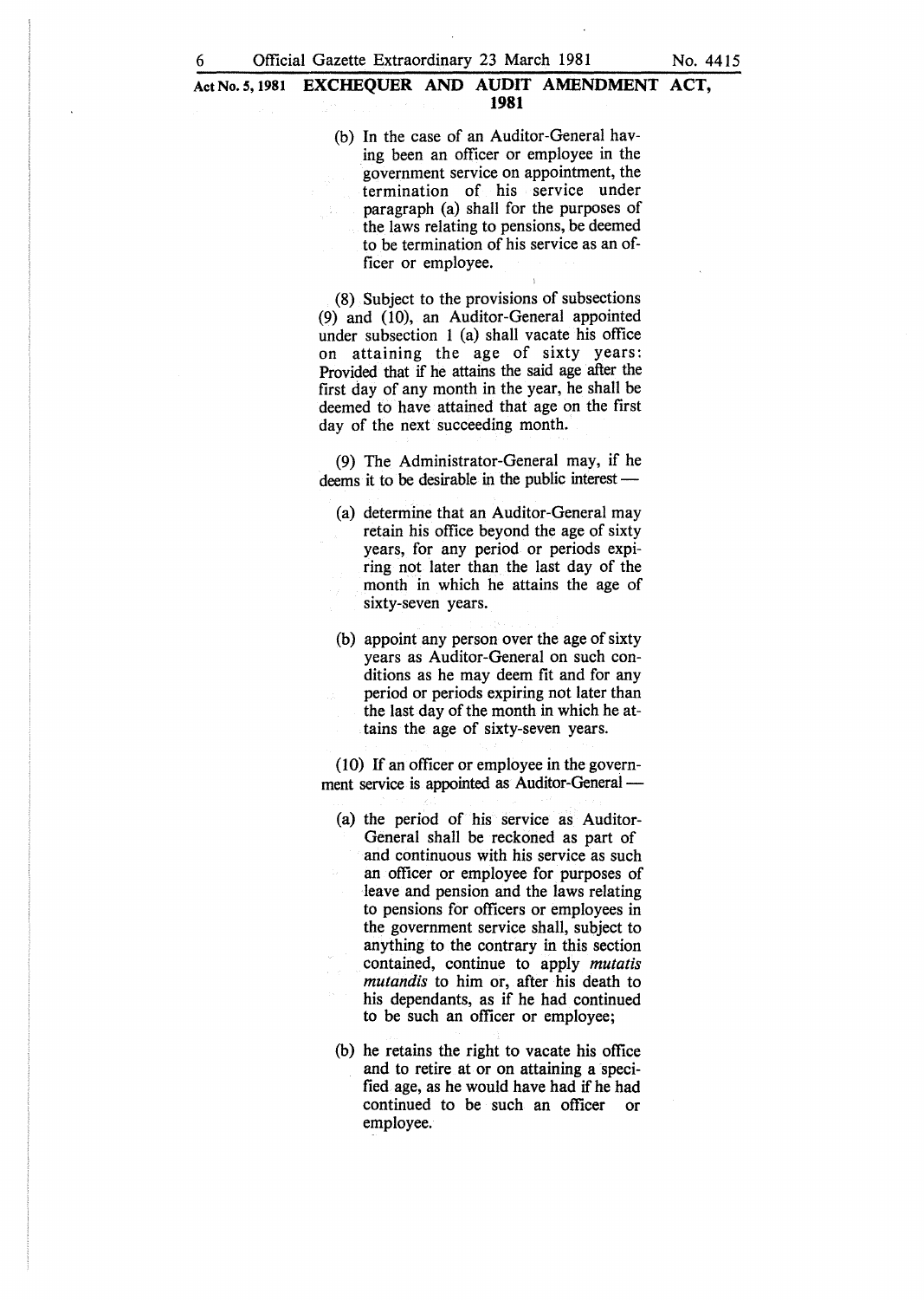(b) In the case of an Auditor-General having been an officer or employee in the government service on appointment, the termination of his service under paragraph (a) shall for the purposes of the laws relating to pensions, be deemed to be termination of his service as an officer or employee.

(8) Subject to the provisions of subsections (9) and (10), an Auditor-General appointed under subsection 1 (a) shall vacate his office on attaining the age of sixty years: Provided that if he attains the said age after the first day of any month in the year, he shall be deemed to have attained that age on the first day of the next succeeding month.

(9) The Administrator-General may, if he deems it to be desirable in the public interest —

- (a) determine that an Auditor-General may retain his office beyond the age of sixty years, for any period or periods expiring not later than the last day of the month in which he attains the age of sixty-seven years.

- (b) appoint any person over the age of sixty years as Auditor-General on such conditions as he may deem fit and for any period or periods expiring not later than the last day of the month in which he attains the age of sixty-seven years.

(10) If an officer or employee in the government service is appointed as Auditor-General —

- (a) the period of his service as Auditor-General shall be reckoned as part of and continuous with his service as such an officer or employee for purposes of leave and pension and the laws relating to pensions for officers or employees in the government service shall, subject to anything to the contrary in this section contained, continue to apply *mutatis mutandis* to him or, after his death to his dependants, as if he had continued to be such an officer or employee;

- (b) he retains the right to vacate his office and to retire at or on attaining a specified age, as he would have had if he had continued to be such an officer or employee.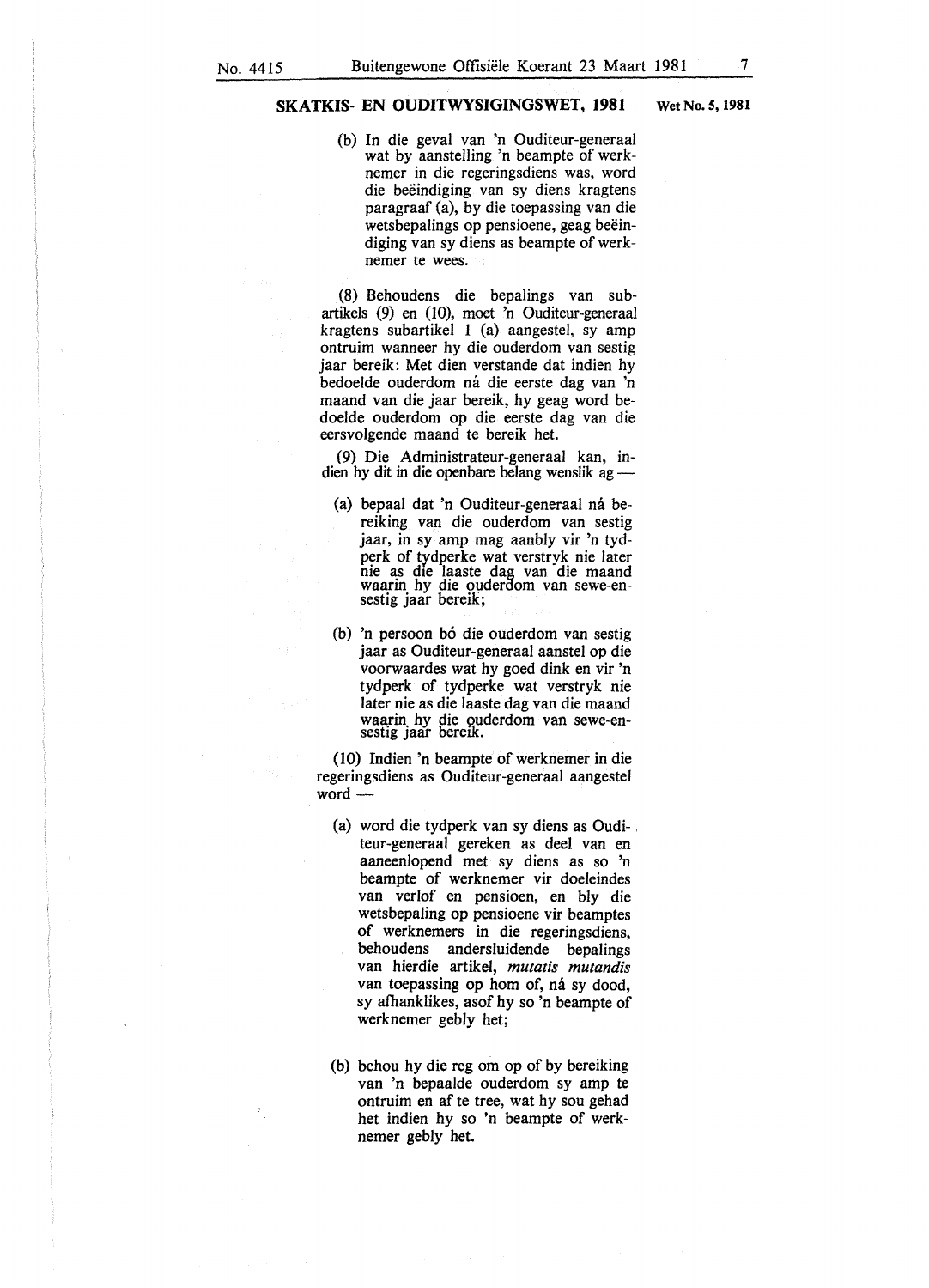(b) In die geval van 'n Ouditeur-generaal wat by aanstelling 'n beampte of werknemer in die regeringsdiens was, word die beëindiging van sy diens kragtens paragraaf (a), by die toepassing van die wetsbepalings op pensioene, geag beëindiging van sy diens as beampte of werknemer te wees.

(8) Behoudens die bepalings van subartikels (9) en (10), moet 'n Ouditeur-generaal kragtens subartikel 1 (a) aangestel, sy amp ontruim wanneer hy die ouderdom van sestig jaar bereik: Met dien verstande dat indien hy bedoelde ouderdom ná die eerste dag van 'n maand van die jaar bereik, hy geag word bedoelde ouderdom op die eerste dag van die eersvolgende maand te bereik het.

(9) Die Administrateur-generaal kan, indien hy dit in die openbare belang wenslik ag —

(a) bepaal dat 'n Ouditeur-generaal ná bereiking van die ouderdom van sestig jaar, in sy amp mag aanbly vir 'n tydperk of tydperke wat verstryk nie later nie as die laaste dag van die maand waarin hy die ouderdom van sewe-en-sestig jaar bereik;

(b) 'n persoon bó die ouderdom van sestig jaar as Ouditeur-generaal aanstel op die voorwaardes wat hy goed dink en vir 'n tydperk of tydperke wat verstryk nie later nie as die laaste dag van die maand waarin hy die ouderdom van sewe-en-sestig jaar bereik.

(10) Indien 'n beampte of werknemer in die regeringsdiens as Ouditeur-generaal aangestel word —

(a) word die tydperk van sy diens as Ouditeur-generaal gereken as deel van en aaneenlopend met sy diens as so 'n beampte of werknemer vir doeleindes van verlof en pensioen, en bly die wetsbepaling op pensioene vir beamptes of werknemers in die regeringsdiens, behoudens andersluidende bepalings van hierdie artikel, *mutatis mutandis* van toepassing op hom of, ná sy dood, sy afhanklikes, asof hy so 'n beampte of werknemer gebly het;

(b) behou hy die reg om op of by bereiking van 'n bepaalde ouderdom sy amp te ontruim en af te tree, wat hy sou gehad het indien hy so 'n beampte of werknemer gebly het.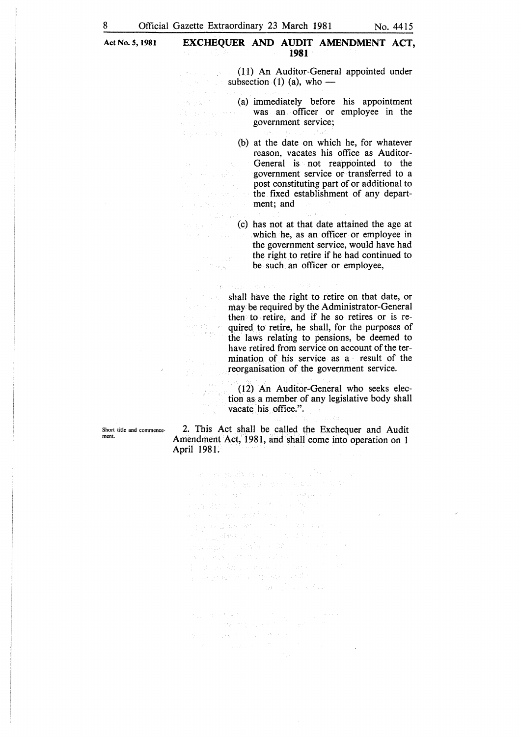**Act No. 5, 1981**

## EXCHEQUER AND AUDIT AMENDMENT ACT, 1981

(11) An Auditor-General appointed under subsection (1) (a), who —

(a) immediately before his appointment was an officer or employee in the government service;

(b) at the date on which he, for whatever reason, vacates his office as Auditor-General is not reappointed to the government service or transferred to a post constituting part of or additional to the fixed establishment of any department; and

(c) has not at that date attained the age at which he, as an officer or employee in the government service, would have had the right to retire if he had continued to be such an officer or employee,

shall have the right to retire on that date, or may be required by the Administrator-General then to retire, and if he so retires or is required to retire, he shall, for the purposes of the laws relating to pensions, be deemed to have retired from service on account of the termination of his service as a result of the reorganisation of the government service.

(12) An Auditor-General who seeks election as a member of any legislative body shall vacate his office.".

*Short title and commencement.*

2. This Act shall be called the Exchequer and Audit Amendment Act, 1981, and shall come into operation on 1 April 1981.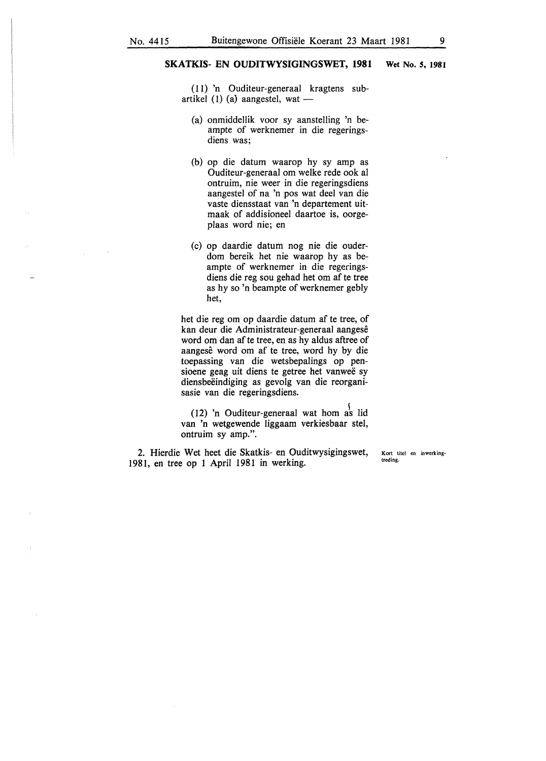(11) 'n Ouditeur-generaal kragtens subartikel (1) (a) aangestel, wat —

(a) onmiddellik voor sy aanstelling 'n beampte of werknemer in die regeringsdiens was;

(b) op die datum waarop hy sy amp as Ouditeur-generaal om welke rede ook al ontruim, nie weer in die regeringsdiens aangestel of na 'n pos wat deel van die vaste diensstaat van 'n departement uitmaak of addisioneel daartoe is, oorgeplaas word nie; en

(c) op daardie datum nog nie die ouderdom bereik het nie waarop hy as beampte of werknemer in die regeringsdiens die reg sou gehad het om af te tree as hy so 'n beampte of werknemer gebly het,

het die reg om op daardie datum af te tree, of kan deur die Administrateur-generaal aangesê word om dan af te tree, en as hy aldus aftree of aangesê word om af te tree, word hy by die toepassing van die wetsbepalings op pensioene geag uit diens te getree het vanweë sy diensbeëindiging as gevolg van die reorganisasie van die regeringsdiens.

(12) 'n Ouditeur-generaal wat hom as lid van 'n wetgewende liggaam verkiesbaar stel, ontruim sy amp.".

Kort titel en inwerkingtreding.

2. Hierdie Wet heet die Skatkis- en Ouditwysigingswet, 1981, en tree op 1 April 1981 in werking.